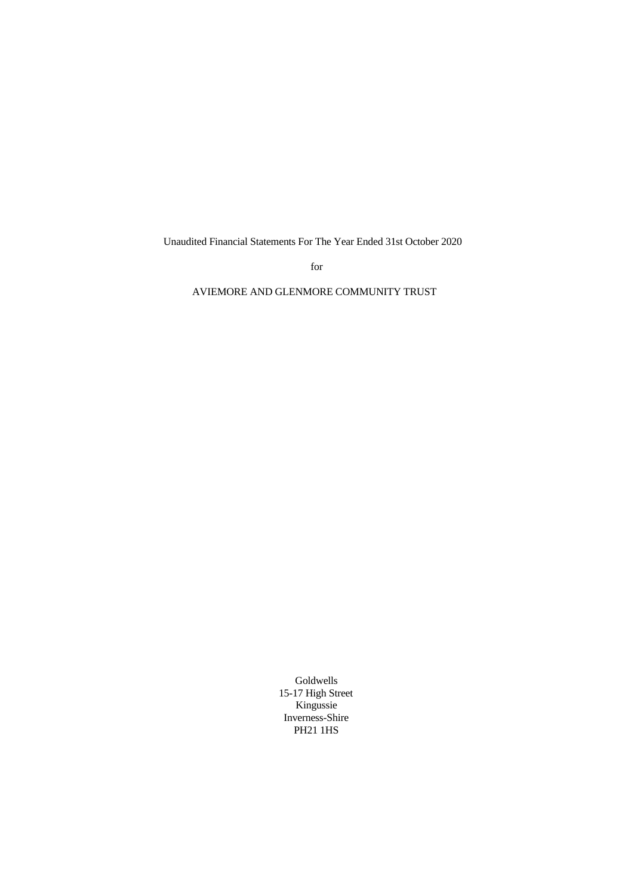Unaudited Financial Statements For The Year Ended 31st October 2020

for

AVIEMORE AND GLENMORE COMMUNITY TRUST

Goldwells
15-17 High Street
Kingussie
Inverness-Shire
PH21 1HS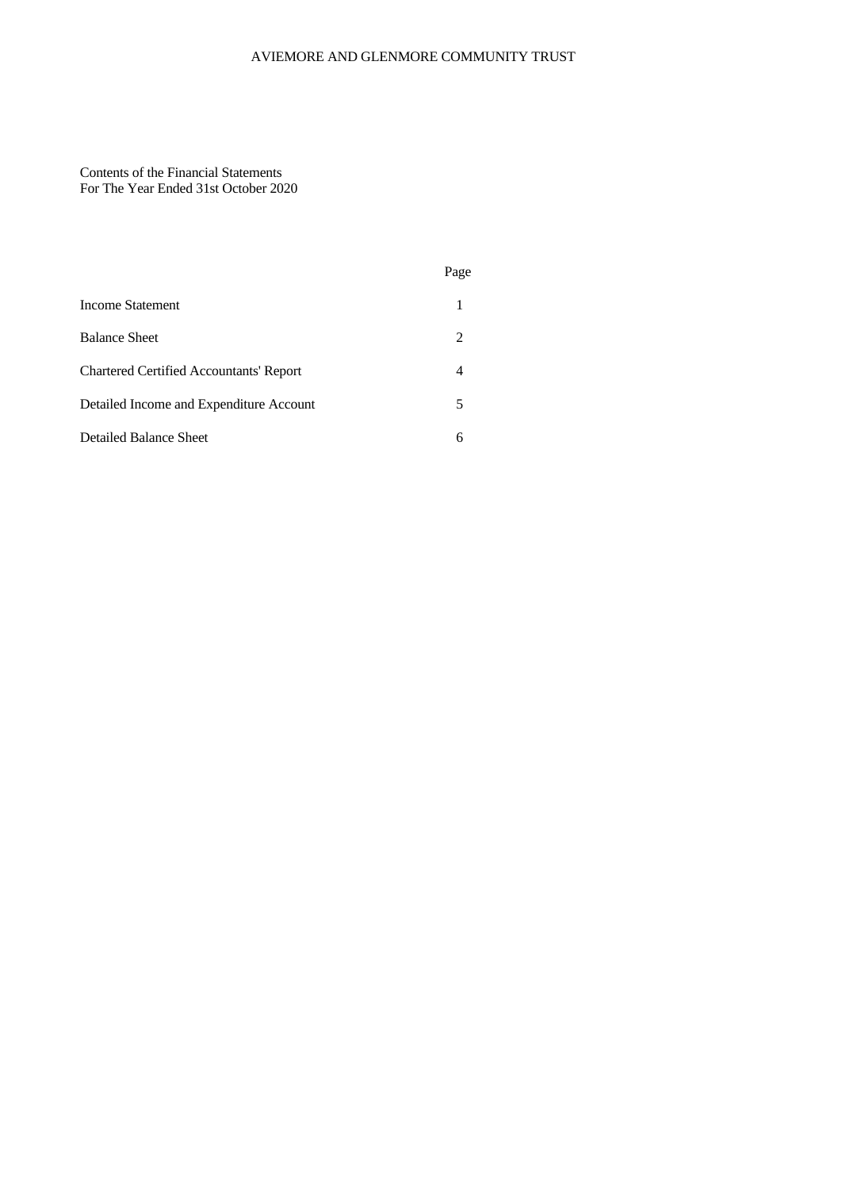AVIEMORE AND GLENMORE COMMUNITY TRUST

Contents of the Financial Statements
For The Year Ended 31st October 2020

| | Page |
|---|---|
| Income Statement | 1 |
| Balance Sheet | 2 |
| Chartered Certified Accountants' Report | 4 |
| Detailed Income and Expenditure Account | 5 |
| Detailed Balance Sheet | 6 |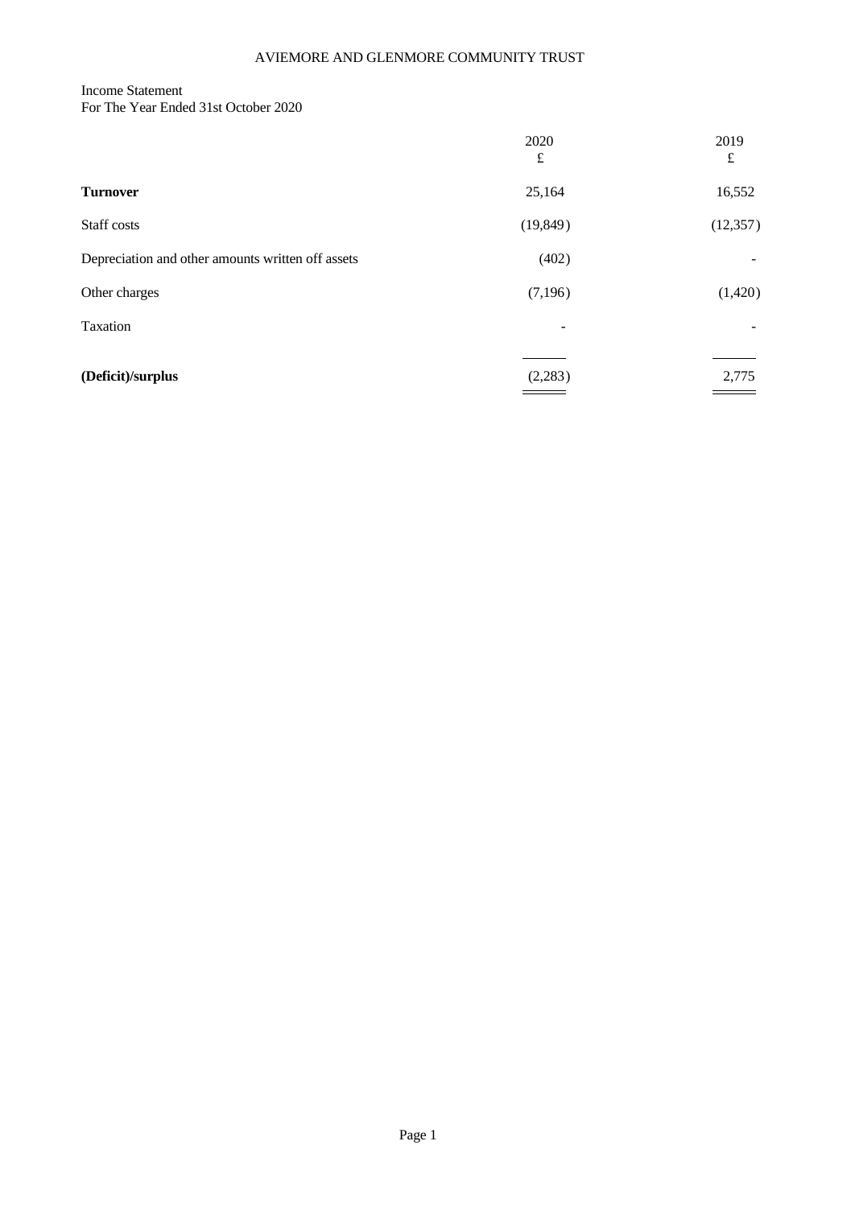AVIEMORE AND GLENMORE COMMUNITY TRUST

Income Statement
For The Year Ended 31st October 2020

| | 2020 £ | 2019 £ |
|---|---|---|
| **Turnover** | 25,164 | 16,552 |
| Staff costs | (19,849) | (12,357) |
| Depreciation and other amounts written off assets | (402) | - |
| Other charges | (7,196) | (1,420) |
| Taxation | - | - |
| **(Deficit)/surplus** | (2,283) | 2,775 |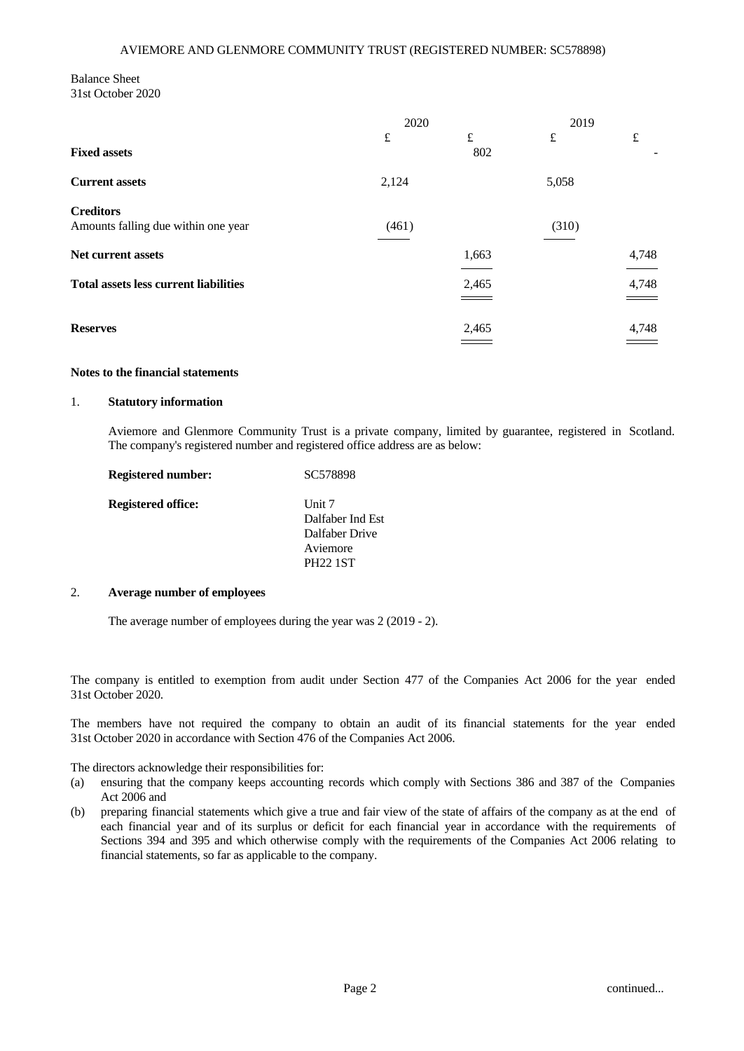AVIEMORE AND GLENMORE COMMUNITY TRUST (REGISTERED NUMBER: SC578898)

Balance Sheet
31st October 2020

| | 2020 | | 2019 | |
|---|---|---|---|---|
| | £ | £ | £ | £ |
| **Fixed assets** | | 802 | | - |
| **Current assets** | 2,124 | | 5,058 | |
| **Creditors** | | | | |
| Amounts falling due within one year | (461) | | (310) | |
| **Net current assets** | | 1,663 | | 4,748 |
| **Total assets less current liabilities** | | 2,465 | | 4,748 |
| **Reserves** | | 2,465 | | 4,748 |

**Notes to the financial statements**

1. **Statutory information**

   Aviemore and Glenmore Community Trust is a private company, limited by guarantee, registered in Scotland. The company's registered number and registered office address are as below:

   **Registered number:** SC578898

   **Registered office:** Unit 7
   Dalfaber Ind Est
   Dalfaber Drive
   Aviemore
   PH22 1ST

2. **Average number of employees**

   The average number of employees during the year was 2 (2019 - 2).

The company is entitled to exemption from audit under Section 477 of the Companies Act 2006 for the year ended 31st October 2020.

The members have not required the company to obtain an audit of its financial statements for the year ended 31st October 2020 in accordance with Section 476 of the Companies Act 2006.

The directors acknowledge their responsibilities for:

(a) ensuring that the company keeps accounting records which comply with Sections 386 and 387 of the Companies Act 2006 and

(b) preparing financial statements which give a true and fair view of the state of affairs of the company as at the end of each financial year and of its surplus or deficit for each financial year in accordance with the requirements of Sections 394 and 395 and which otherwise comply with the requirements of the Companies Act 2006 relating to financial statements, so far as applicable to the company.

continued...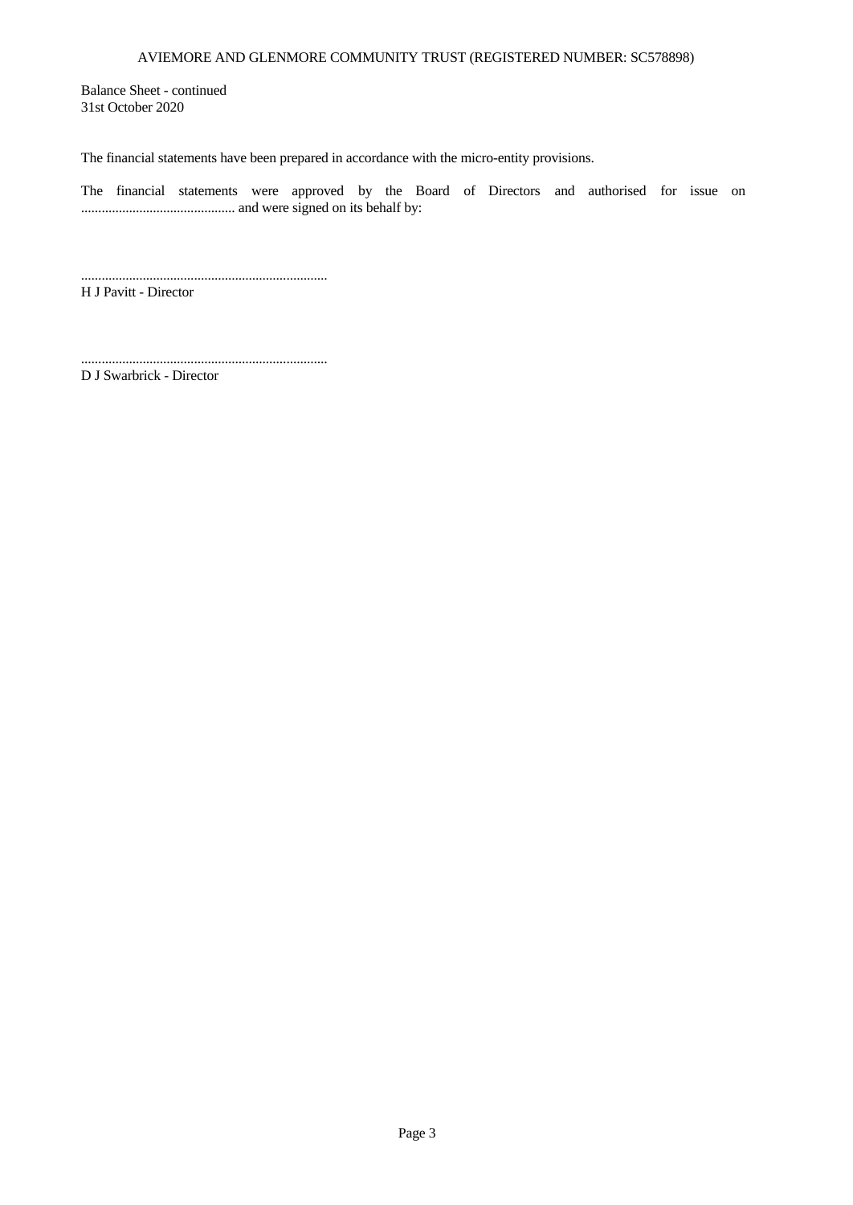Balance Sheet - continued
31st October 2020

The financial statements have been prepared in accordance with the micro-entity provisions.

The financial statements were approved by the Board of Directors and authorised for issue on ............................................ and were signed on its behalf by:

.......................................................................
H J Pavitt - Director

.......................................................................
D J Swarbrick - Director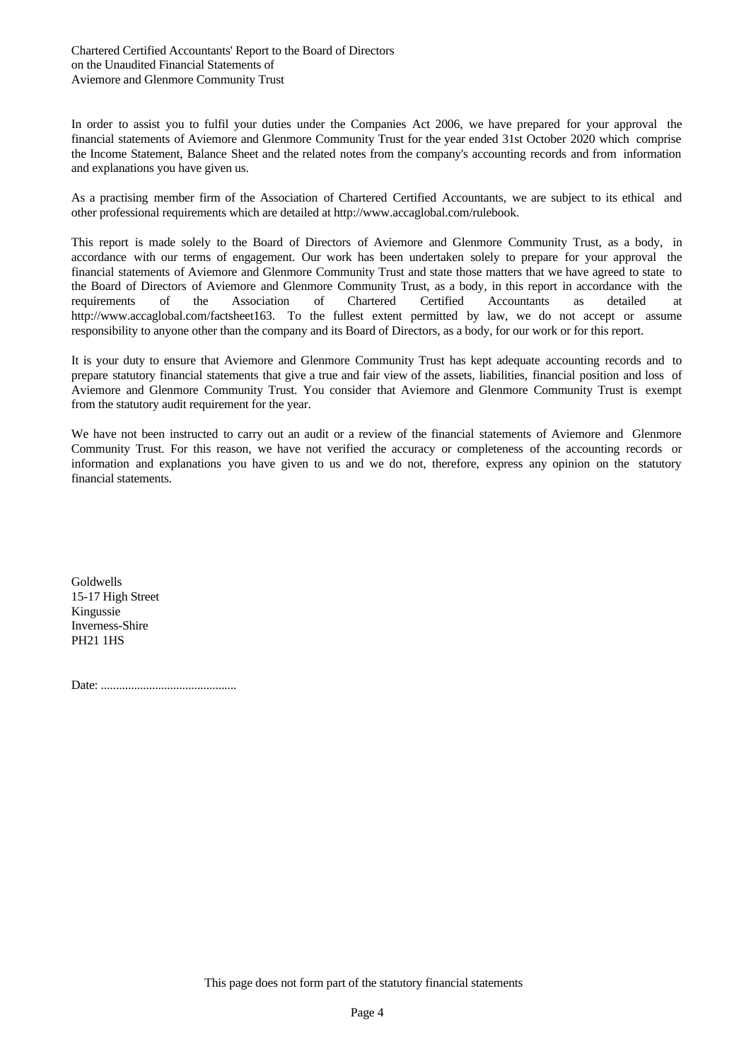Chartered Certified Accountants' Report to the Board of Directors
on the Unaudited Financial Statements of
Aviemore and Glenmore Community Trust

In order to assist you to fulfil your duties under the Companies Act 2006, we have prepared for your approval the financial statements of Aviemore and Glenmore Community Trust for the year ended 31st October 2020 which comprise the Income Statement, Balance Sheet and the related notes from the company's accounting records and from information and explanations you have given us.

As a practising member firm of the Association of Chartered Certified Accountants, we are subject to its ethical and other professional requirements which are detailed at http://www.accaglobal.com/rulebook.

This report is made solely to the Board of Directors of Aviemore and Glenmore Community Trust, as a body, in accordance with our terms of engagement. Our work has been undertaken solely to prepare for your approval the financial statements of Aviemore and Glenmore Community Trust and state those matters that we have agreed to state to the Board of Directors of Aviemore and Glenmore Community Trust, as a body, in this report in accordance with the requirements of the Association of Chartered Certified Accountants as detailed at http://www.accaglobal.com/factsheet163. To the fullest extent permitted by law, we do not accept or assume responsibility to anyone other than the company and its Board of Directors, as a body, for our work or for this report.

It is your duty to ensure that Aviemore and Glenmore Community Trust has kept adequate accounting records and to prepare statutory financial statements that give a true and fair view of the assets, liabilities, financial position and loss of Aviemore and Glenmore Community Trust. You consider that Aviemore and Glenmore Community Trust is exempt from the statutory audit requirement for the year.

We have not been instructed to carry out an audit or a review of the financial statements of Aviemore and Glenmore Community Trust. For this reason, we have not verified the accuracy or completeness of the accounting records or information and explanations you have given to us and we do not, therefore, express any opinion on the statutory financial statements.

Goldwells
15-17 High Street
Kingussie
Inverness-Shire
PH21 1HS

Date: .............................................

This page does not form part of the statutory financial statements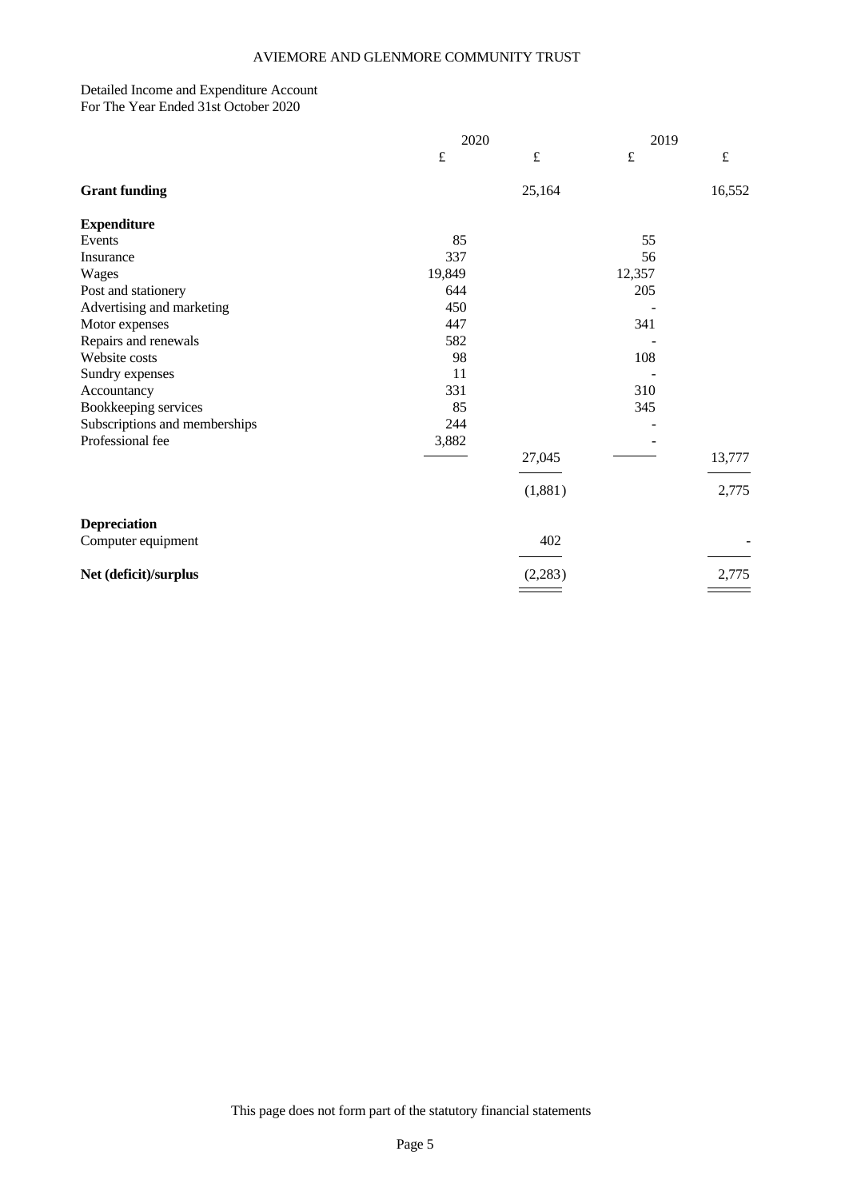AVIEMORE AND GLENMORE COMMUNITY TRUST

Detailed Income and Expenditure Account
For The Year Ended 31st October 2020

| | 2020 | | 2019 | |
|---|---|---|---|---|
| | £ | £ | £ | £ |
| **Grant funding** | | 25,164 | | 16,552 |
| **Expenditure** | | | | |
| Events | 85 | | 55 | |
| Insurance | 337 | | 56 | |
| Wages | 19,849 | | 12,357 | |
| Post and stationery | 644 | | 205 | |
| Advertising and marketing | 450 | | - | |
| Motor expenses | 447 | | 341 | |
| Repairs and renewals | 582 | | - | |
| Website costs | 98 | | 108 | |
| Sundry expenses | 11 | | - | |
| Accountancy | 331 | | 310 | |
| Bookkeeping services | 85 | | 345 | |
| Subscriptions and memberships | 244 | | - | |
| Professional fee | 3,882 | | - | |
| | | 27,045 | | 13,777 |
| | | (1,881) | | 2,775 |
| **Depreciation** | | | | |
| Computer equipment | | 402 | | - |
| **Net (deficit)/surplus** | | (2,283) | | 2,775 |

This page does not form part of the statutory financial statements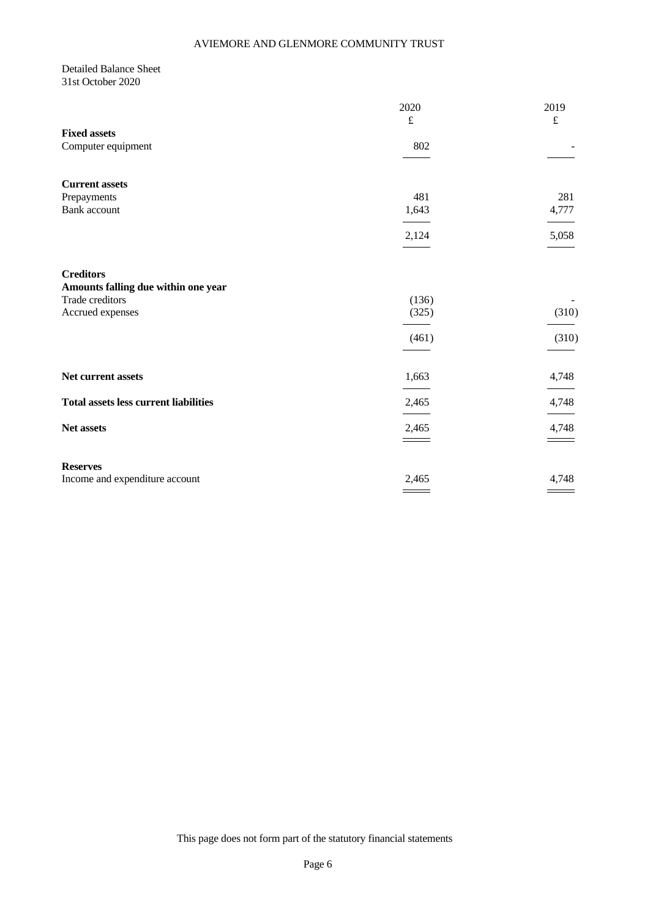AVIEMORE AND GLENMORE COMMUNITY TRUST

Detailed Balance Sheet
31st October 2020

| | 2020 | 2019 |
|---|---|---|
| | £ | £ |
| **Fixed assets** | | |
| Computer equipment | 802 | - |
| **Current assets** | | |
| Prepayments | 481 | 281 |
| Bank account | 1,643 | 4,777 |
| | 2,124 | 5,058 |
| **Creditors** | | |
| **Amounts falling due within one year** | | |
| Trade creditors | (136) | - |
| Accrued expenses | (325) | (310) |
| | (461) | (310) |
| **Net current assets** | 1,663 | 4,748 |
| **Total assets less current liabilities** | 2,465 | 4,748 |
| **Net assets** | 2,465 | 4,748 |
| **Reserves** | | |
| Income and expenditure account | 2,465 | 4,748 |

This page does not form part of the statutory financial statements